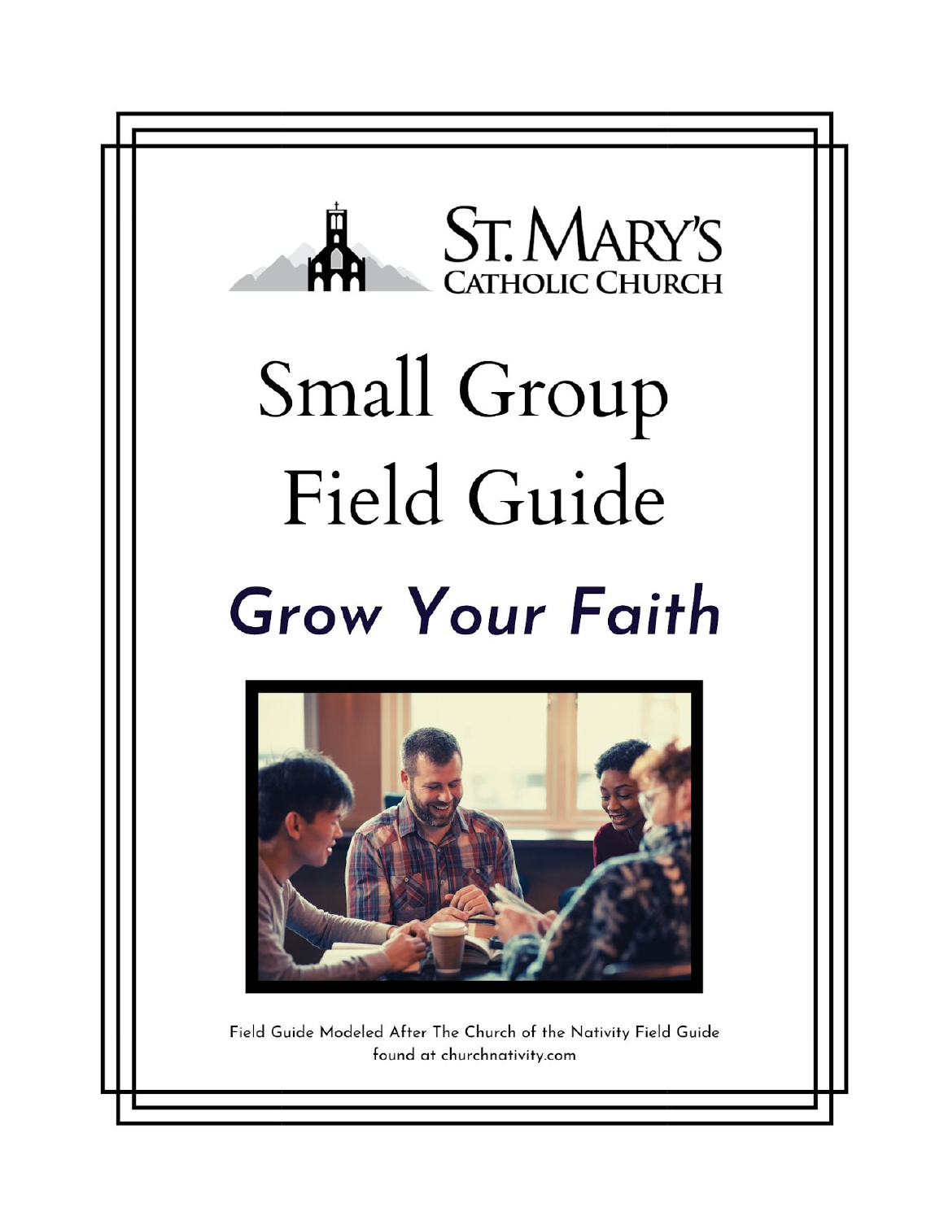ST. MARY'S
CATHOLIC CHURCH

# Small Group Field Guide

## *Grow Your Faith*

Field Guide Modeled After The Church of the Nativity Field Guide found at churchnativity.com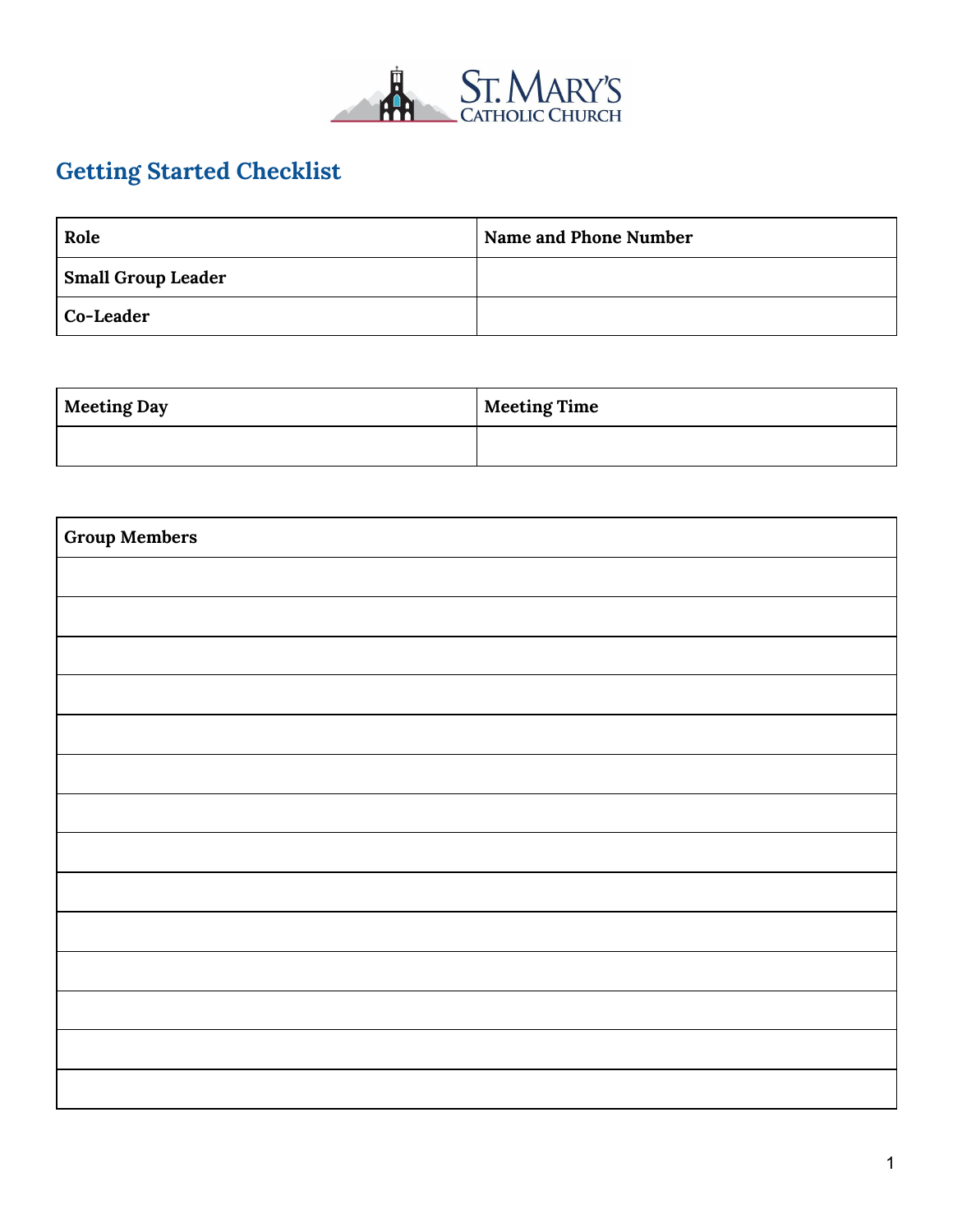ST. MARY'S
CATHOLIC CHURCH

## Getting Started Checklist

| Role | Name and Phone Number |
| --- | --- |
| **Small Group Leader** | |
| **Co-Leader** | |

| Meeting Day | Meeting Time |
| --- | --- |
| | |

| Group Members |
| --- |
| |
| |
| |
| |
| |
| |
| |
| |
| |
| |
| |
| |
| |
| |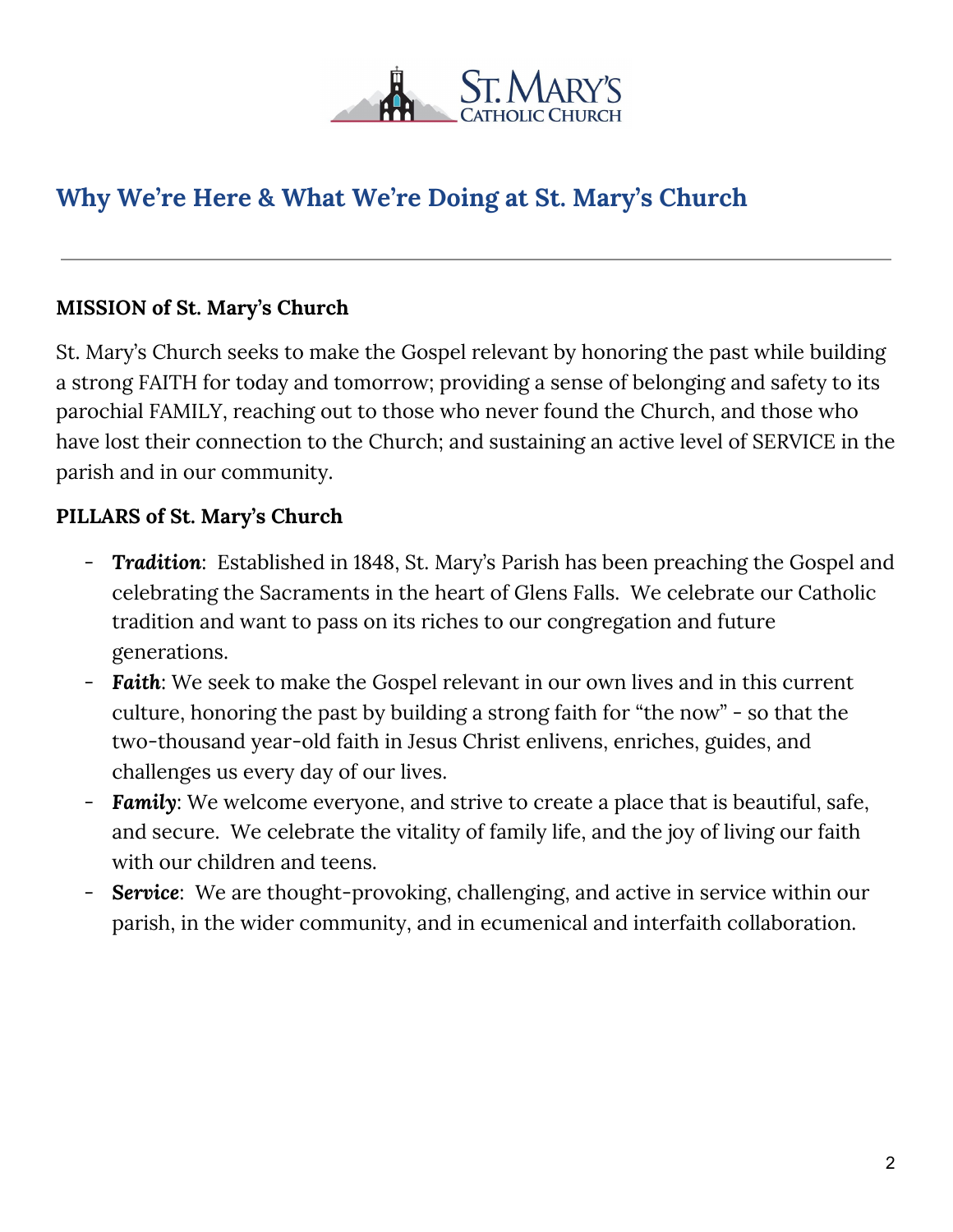# Why We're Here & What We're Doing at St. Mary's Church

---

**MISSION of St. Mary's Church**

St. Mary's Church seeks to make the Gospel relevant by honoring the past while building a strong FAITH for today and tomorrow; providing a sense of belonging and safety to its parochial FAMILY, reaching out to those who never found the Church, and those who have lost their connection to the Church; and sustaining an active level of SERVICE in the parish and in our community.

**PILLARS of St. Mary's Church**

- ***Tradition***: Established in 1848, St. Mary's Parish has been preaching the Gospel and celebrating the Sacraments in the heart of Glens Falls. We celebrate our Catholic tradition and want to pass on its riches to our congregation and future generations.
- ***Faith***: We seek to make the Gospel relevant in our own lives and in this current culture, honoring the past by building a strong faith for "the now" - so that the two-thousand year-old faith in Jesus Christ enlivens, enriches, guides, and challenges us every day of our lives.
- ***Family***: We welcome everyone, and strive to create a place that is beautiful, safe, and secure. We celebrate the vitality of family life, and the joy of living our faith with our children and teens.
- ***Service***: We are thought-provoking, challenging, and active in service within our parish, in the wider community, and in ecumenical and interfaith collaboration.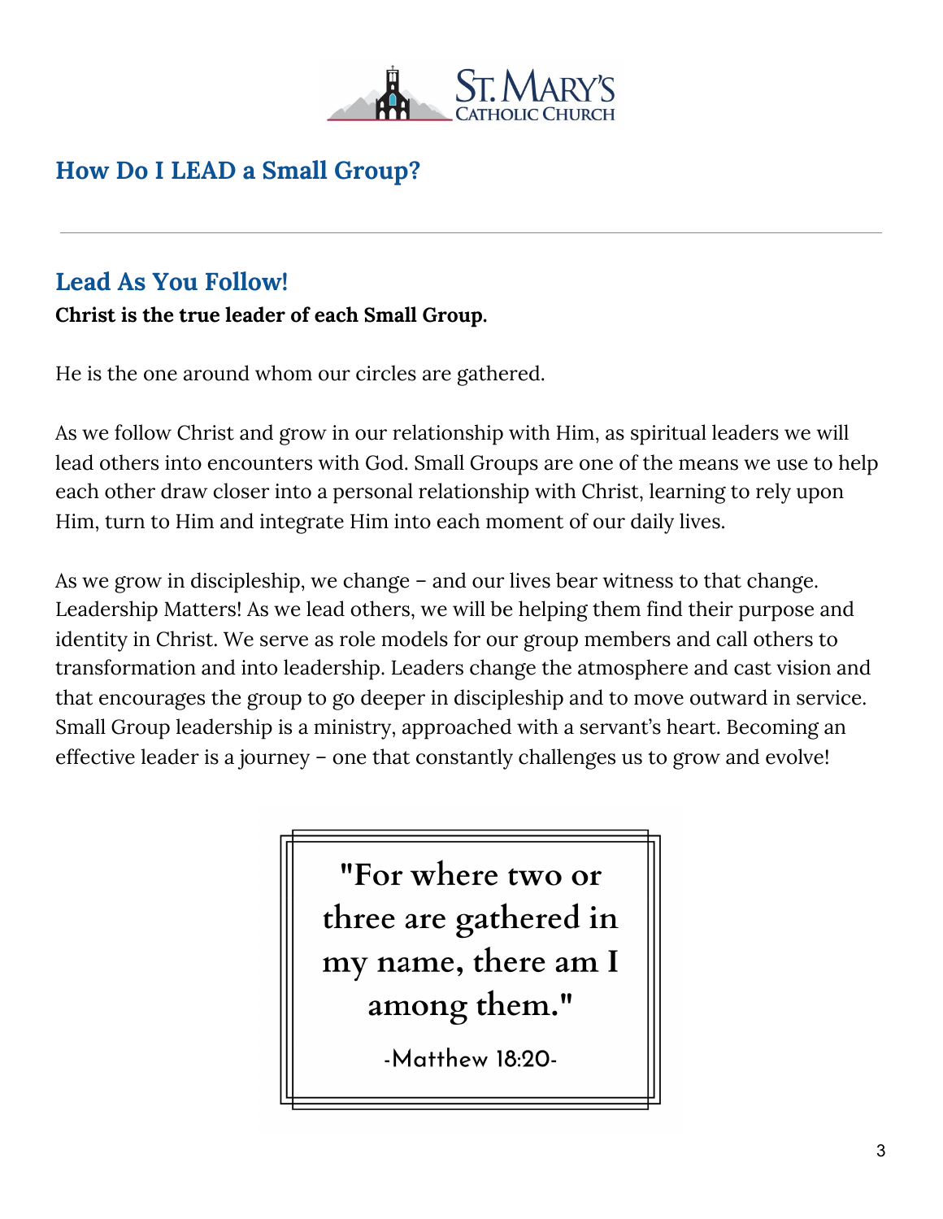## How Do I LEAD a Small Group?

---

### Lead As You Follow!

**Christ is the true leader of each Small Group.**

He is the one around whom our circles are gathered.

As we follow Christ and grow in our relationship with Him, as spiritual leaders we will lead others into encounters with God. Small Groups are one of the means we use to help each other draw closer into a personal relationship with Christ, learning to rely upon Him, turn to Him and integrate Him into each moment of our daily lives.

As we grow in discipleship, we change – and our lives bear witness to that change. Leadership Matters! As we lead others, we will be helping them find their purpose and identity in Christ. We serve as role models for our group members and call others to transformation and into leadership. Leaders change the atmosphere and cast vision and that encourages the group to go deeper in discipleship and to move outward in service. Small Group leadership is a ministry, approached with a servant's heart. Becoming an effective leader is a journey – one that constantly challenges us to grow and evolve!

> **"For where two or three are gathered in my name, there am I among them."**
>
> -Matthew 18:20-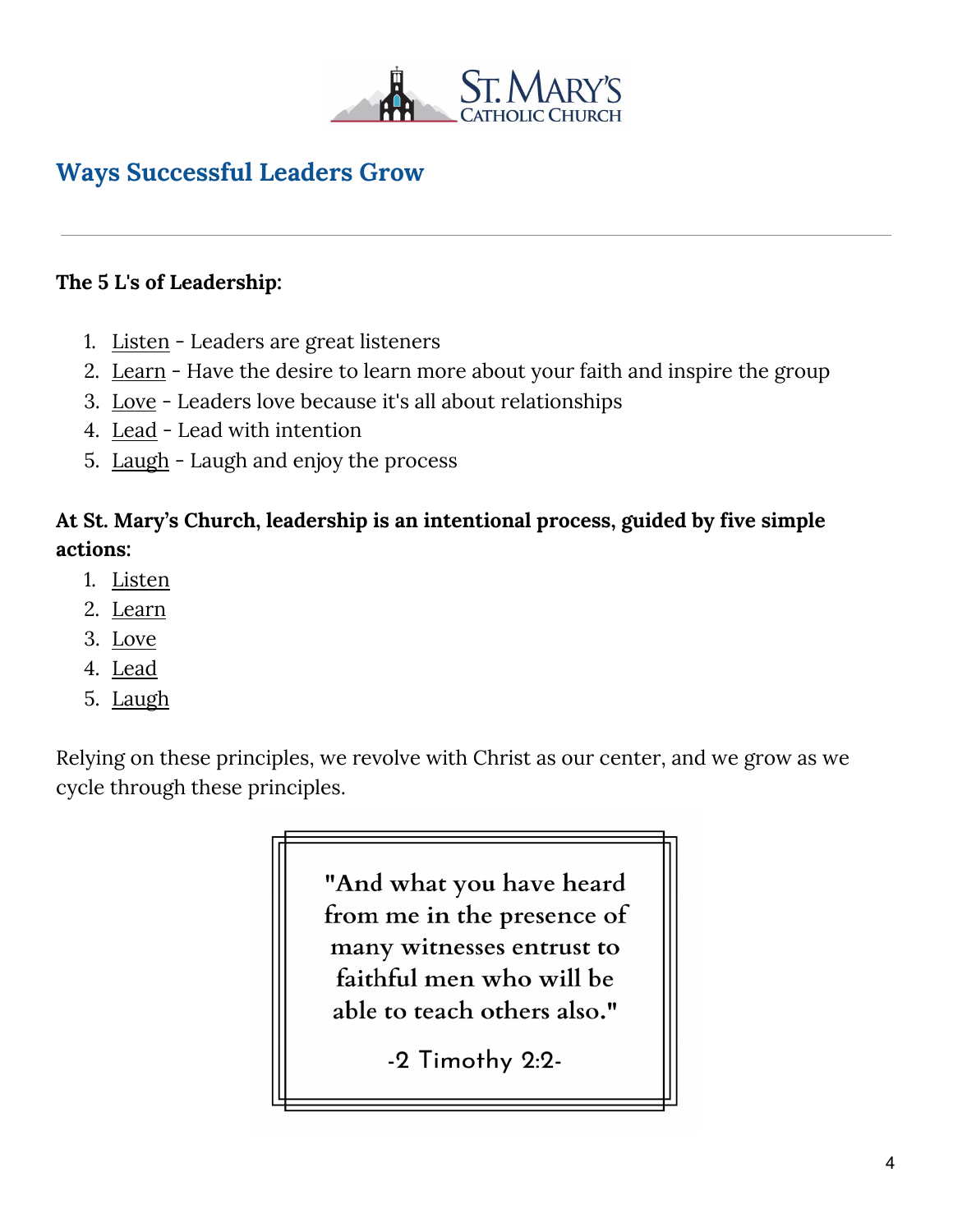## Ways Successful Leaders Grow

---

**The 5 L's of Leadership:**

1. Listen - Leaders are great listeners
2. Learn - Have the desire to learn more about your faith and inspire the group
3. Love - Leaders love because it's all about relationships
4. Lead - Lead with intention
5. Laugh - Laugh and enjoy the process

**At St. Mary's Church, leadership is an intentional process, guided by five simple actions:**

1. Listen
2. Learn
3. Love
4. Lead
5. Laugh

Relying on these principles, we revolve with Christ as our center, and we grow as we cycle through these principles.

> **"And what you have heard from me in the presence of many witnesses entrust to faithful men who will be able to teach others also."**
>
> -2 Timothy 2:2-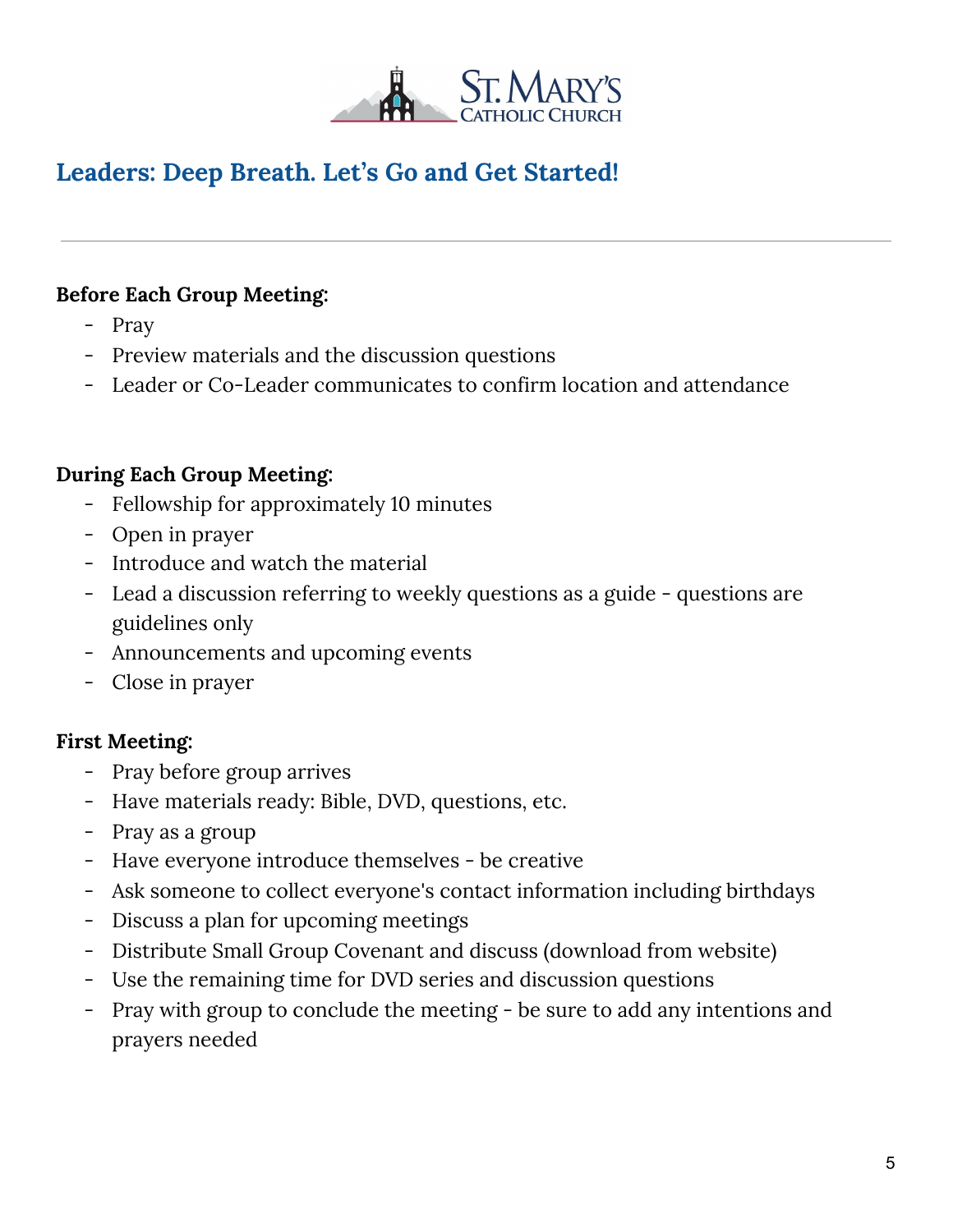## Leaders: Deep Breath. Let's Go and Get Started!

---

**Before Each Group Meeting:**

- Pray
- Preview materials and the discussion questions
- Leader or Co-Leader communicates to confirm location and attendance

**During Each Group Meeting:**

- Fellowship for approximately 10 minutes
- Open in prayer
- Introduce and watch the material
- Lead a discussion referring to weekly questions as a guide - questions are guidelines only
- Announcements and upcoming events
- Close in prayer

**First Meeting:**

- Pray before group arrives
- Have materials ready: Bible, DVD, questions, etc.
- Pray as a group
- Have everyone introduce themselves - be creative
- Ask someone to collect everyone's contact information including birthdays
- Discuss a plan for upcoming meetings
- Distribute Small Group Covenant and discuss (download from website)
- Use the remaining time for DVD series and discussion questions
- Pray with group to conclude the meeting - be sure to add any intentions and prayers needed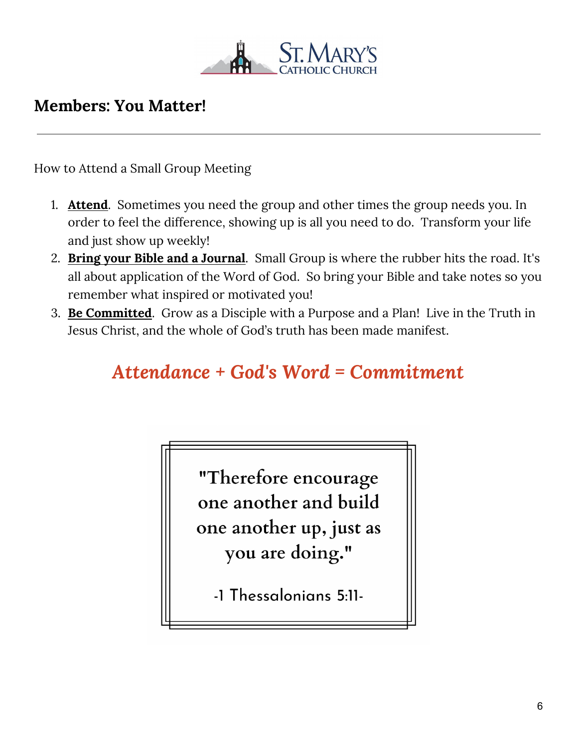ST. MARY'S CATHOLIC CHURCH

## Members: You Matter!

---

How to Attend a Small Group Meeting

1. **Attend**. Sometimes you need the group and other times the group needs you. In order to feel the difference, showing up is all you need to do. Transform your life and just show up weekly!
2. **Bring your Bible and a Journal**. Small Group is where the rubber hits the road. It's all about application of the Word of God. So bring your Bible and take notes so you remember what inspired or motivated you!
3. **Be Committed**. Grow as a Disciple with a Purpose and a Plan! Live in the Truth in Jesus Christ, and the whole of God's truth has been made manifest.

***Attendance + God's Word = Commitment***

> "Therefore encourage one another and build one another up, just as you are doing."
>
> -1 Thessalonians 5:11-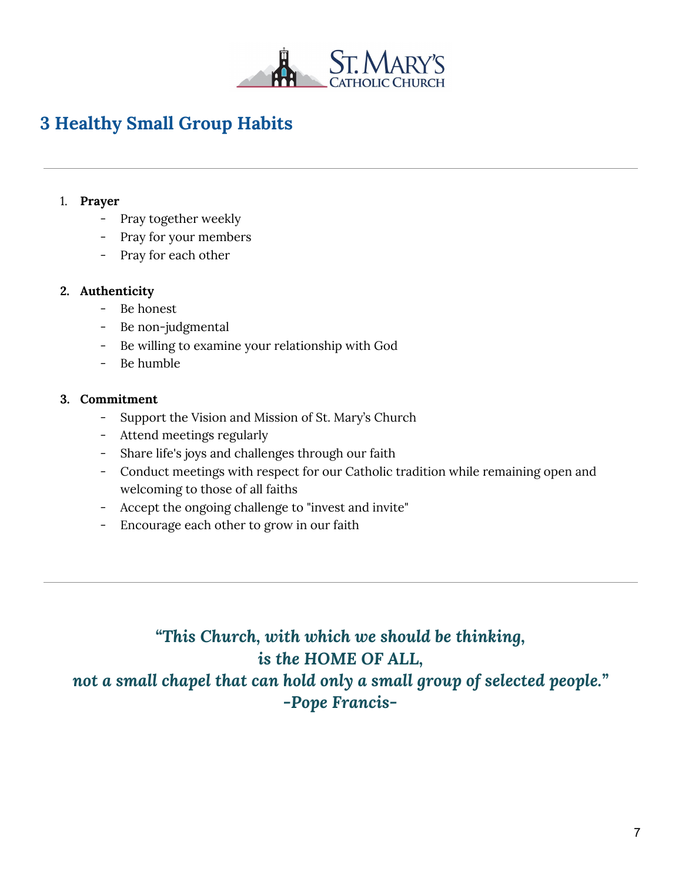# 3 Healthy Small Group Habits

---

1. **Prayer**
   - Pray together weekly
   - Pray for your members
   - Pray for each other

2. **Authenticity**
   - Be honest
   - Be non-judgmental
   - Be willing to examine your relationship with God
   - Be humble

3. **Commitment**
   - Support the Vision and Mission of St. Mary's Church
   - Attend meetings regularly
   - Share life's joys and challenges through our faith
   - Conduct meetings with respect for our Catholic tradition while remaining open and welcoming to those of all faiths
   - Accept the ongoing challenge to "invest and invite"
   - Encourage each other to grow in our faith

---

***"This Church, with which we should be thinking,***
***is the HOME OF ALL,***
***not a small chapel that can hold only a small group of selected people."***
***-Pope Francis-***